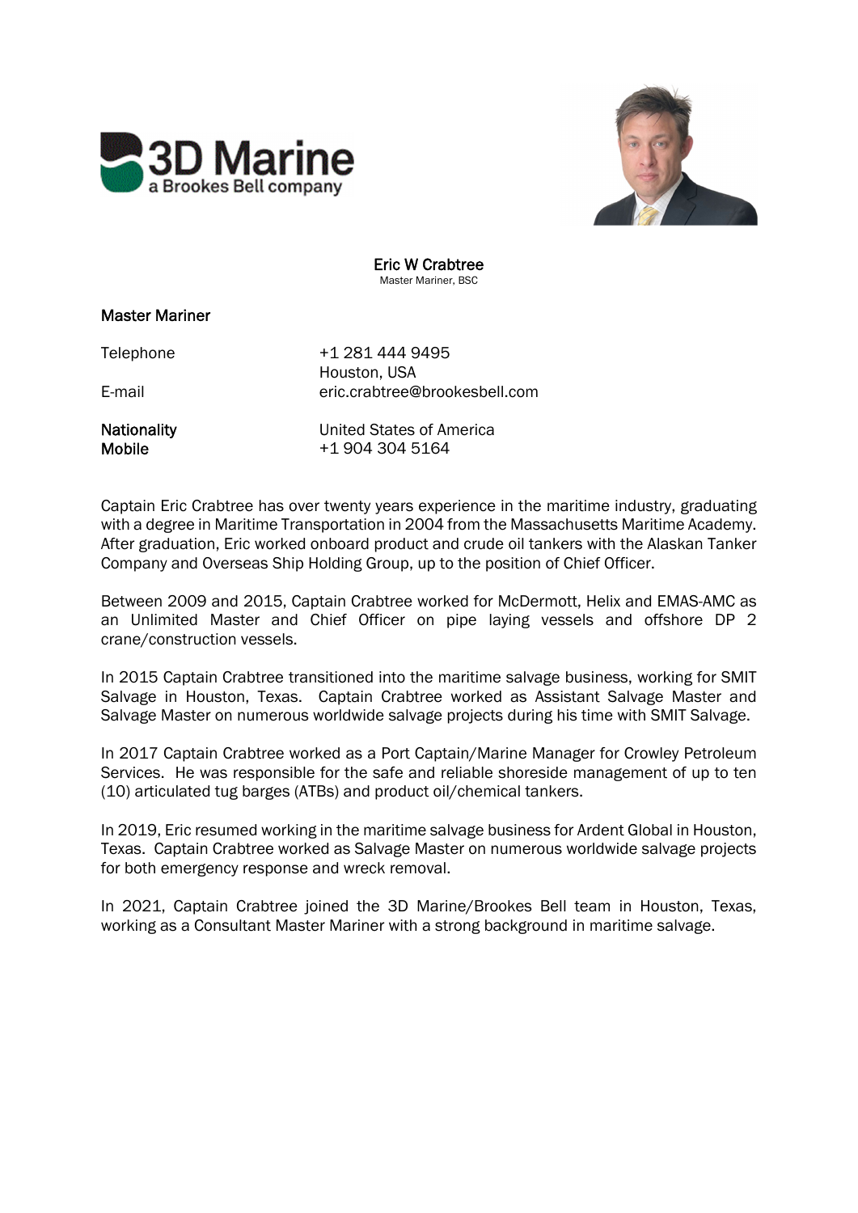3D Marine
a Brookes Bell company

**Eric W Crabtree**
Master Mariner, BSC

**Master Mariner**

| | |
|---|---|
| Telephone | +1 281 444 9495 |
| | Houston, USA |
| E-mail | eric.crabtree@brookesbell.com |
| **Nationality** | United States of America |
| **Mobile** | +1 904 304 5164 |

Captain Eric Crabtree has over twenty years experience in the maritime industry, graduating with a degree in Maritime Transportation in 2004 from the Massachusetts Maritime Academy. After graduation, Eric worked onboard product and crude oil tankers with the Alaskan Tanker Company and Overseas Ship Holding Group, up to the position of Chief Officer.

Between 2009 and 2015, Captain Crabtree worked for McDermott, Helix and EMAS-AMC as an Unlimited Master and Chief Officer on pipe laying vessels and offshore DP 2 crane/construction vessels.

In 2015 Captain Crabtree transitioned into the maritime salvage business, working for SMIT Salvage in Houston, Texas. Captain Crabtree worked as Assistant Salvage Master and Salvage Master on numerous worldwide salvage projects during his time with SMIT Salvage.

In 2017 Captain Crabtree worked as a Port Captain/Marine Manager for Crowley Petroleum Services. He was responsible for the safe and reliable shoreside management of up to ten (10) articulated tug barges (ATBs) and product oil/chemical tankers.

In 2019, Eric resumed working in the maritime salvage business for Ardent Global in Houston, Texas. Captain Crabtree worked as Salvage Master on numerous worldwide salvage projects for both emergency response and wreck removal.

In 2021, Captain Crabtree joined the 3D Marine/Brookes Bell team in Houston, Texas, working as a Consultant Master Mariner with a strong background in maritime salvage.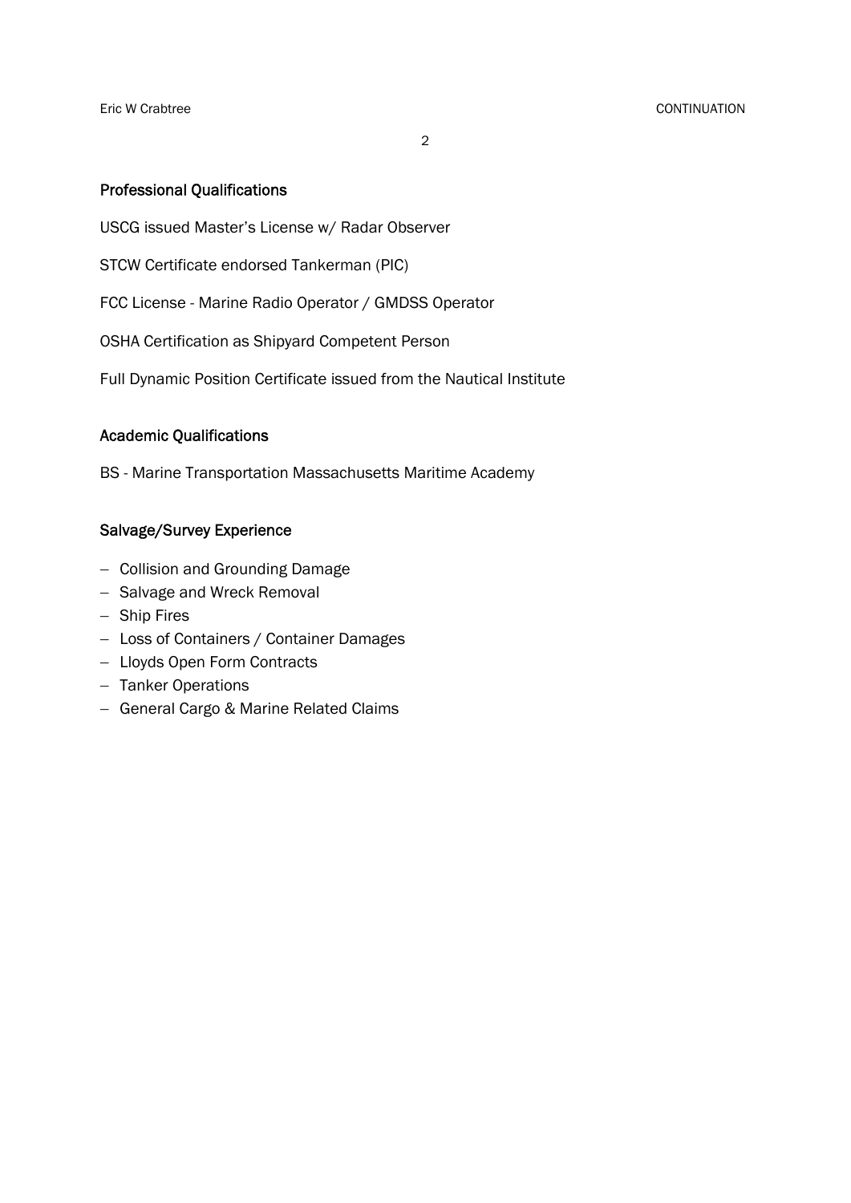## Professional Qualifications

USCG issued Master's License w/ Radar Observer

STCW Certificate endorsed Tankerman (PIC)

FCC License - Marine Radio Operator / GMDSS Operator

OSHA Certification as Shipyard Competent Person

Full Dynamic Position Certificate issued from the Nautical Institute

## Academic Qualifications

BS - Marine Transportation Massachusetts Maritime Academy

## Salvage/Survey Experience

- Collision and Grounding Damage
- Salvage and Wreck Removal
- Ship Fires
- Loss of Containers / Container Damages
- Lloyds Open Form Contracts
- Tanker Operations
- General Cargo & Marine Related Claims